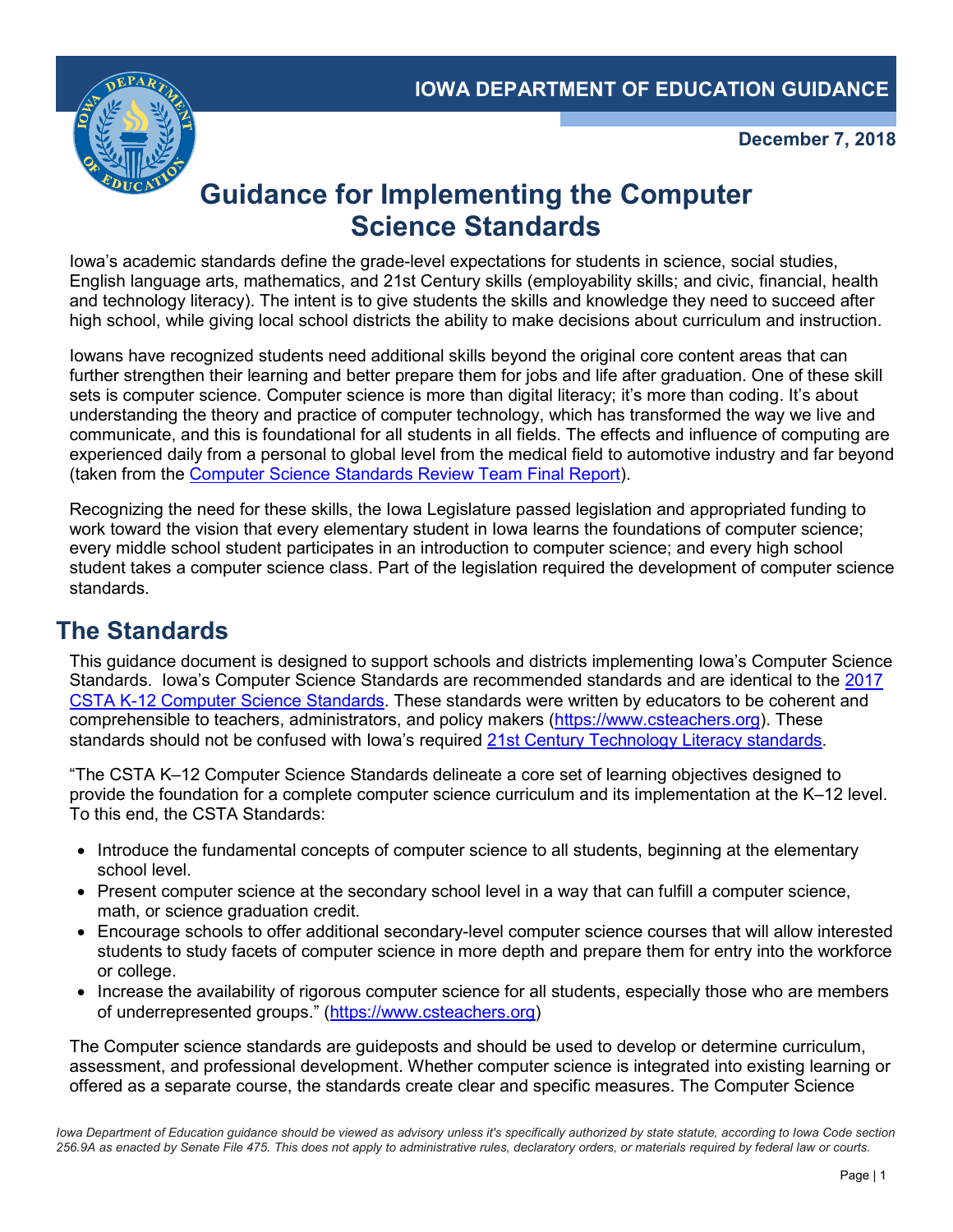IOWA DEPARTMENT OF EDUCATION GUIDANCE

**December 7, 2018**

# Guidance for Implementing the Computer Science Standards

Iowa's academic standards define the grade-level expectations for students in science, social studies, English language arts, mathematics, and 21st Century skills (employability skills; and civic, financial, health and technology literacy). The intent is to give students the skills and knowledge they need to succeed after high school, while giving local school districts the ability to make decisions about curriculum and instruction.

Iowans have recognized students need additional skills beyond the original core content areas that can further strengthen their learning and better prepare them for jobs and life after graduation. One of these skill sets is computer science. Computer science is more than digital literacy; it's more than coding. It's about understanding the theory and practice of computer technology, which has transformed the way we live and communicate, and this is foundational for all students in all fields. The effects and influence of computing are experienced daily from a personal to global level from the medical field to automotive industry and far beyond (taken from the Computer Science Standards Review Team Final Report).

Recognizing the need for these skills, the Iowa Legislature passed legislation and appropriated funding to work toward the vision that every elementary student in Iowa learns the foundations of computer science; every middle school student participates in an introduction to computer science; and every high school student takes a computer science class. Part of the legislation required the development of computer science standards.

## The Standards

This guidance document is designed to support schools and districts implementing Iowa's Computer Science Standards. Iowa's Computer Science Standards are recommended standards and are identical to the 2017 CSTA K-12 Computer Science Standards. These standards were written by educators to be coherent and comprehensible to teachers, administrators, and policy makers (https://www.csteachers.org). These standards should not be confused with Iowa's required 21st Century Technology Literacy standards.

"The CSTA K–12 Computer Science Standards delineate a core set of learning objectives designed to provide the foundation for a complete computer science curriculum and its implementation at the K–12 level. To this end, the CSTA Standards:

- Introduce the fundamental concepts of computer science to all students, beginning at the elementary school level.
- Present computer science at the secondary school level in a way that can fulfill a computer science, math, or science graduation credit.
- Encourage schools to offer additional secondary-level computer science courses that will allow interested students to study facets of computer science in more depth and prepare them for entry into the workforce or college.
- Increase the availability of rigorous computer science for all students, especially those who are members of underrepresented groups." (https://www.csteachers.org)

The Computer science standards are guideposts and should be used to develop or determine curriculum, assessment, and professional development. Whether computer science is integrated into existing learning or offered as a separate course, the standards create clear and specific measures. The Computer Science

*Iowa Department of Education guidance should be viewed as advisory unless it's specifically authorized by state statute, according to Iowa Code section 256.9A as enacted by Senate File 475. This does not apply to administrative rules, declaratory orders, or materials required by federal law or courts.*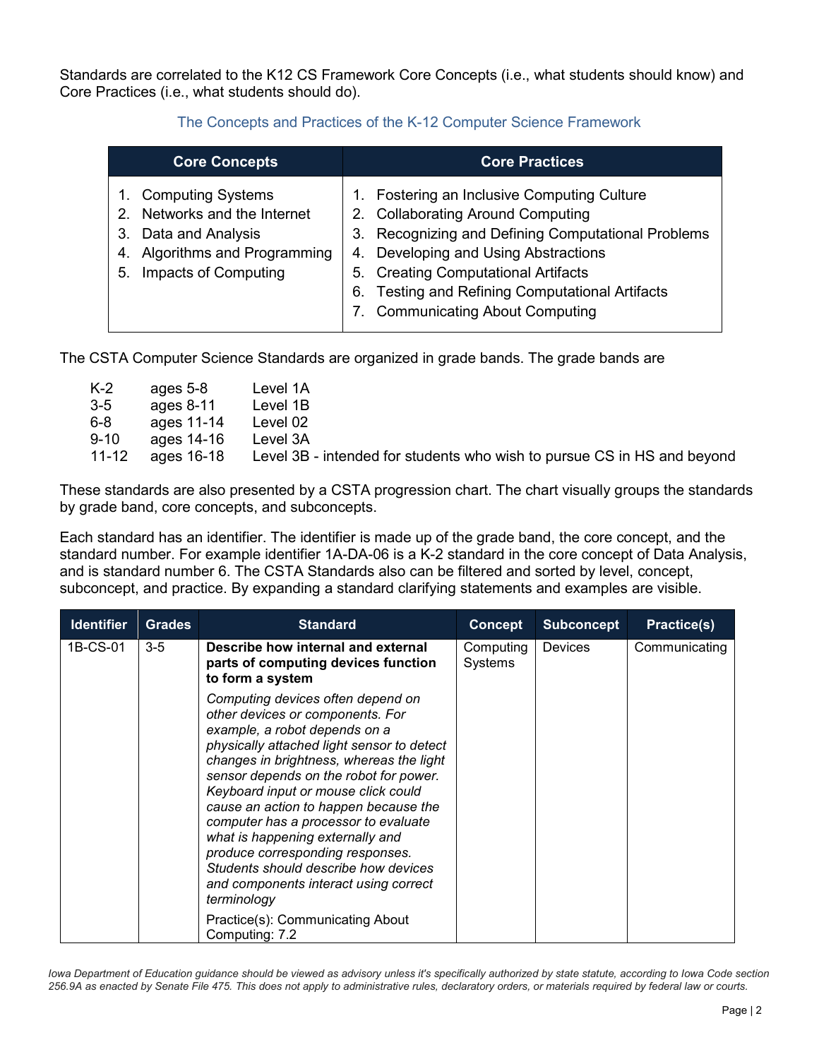Standards are correlated to the K12 CS Framework Core Concepts (i.e., what students should know) and Core Practices (i.e., what students should do).

### The Concepts and Practices of the K-12 Computer Science Framework

| Core Concepts | Core Practices |
|---|---|
| 1. Computing Systems<br>2. Networks and the Internet<br>3. Data and Analysis<br>4. Algorithms and Programming<br>5. Impacts of Computing | 1. Fostering an Inclusive Computing Culture<br>2. Collaborating Around Computing<br>3. Recognizing and Defining Computational Problems<br>4. Developing and Using Abstractions<br>5. Creating Computational Artifacts<br>6. Testing and Refining Computational Artifacts<br>7. Communicating About Computing |

The CSTA Computer Science Standards are organized in grade bands. The grade bands are

| | | |
|---|---|---|
| K-2 | ages 5-8 | Level 1A |
| 3-5 | ages 8-11 | Level 1B |
| 6-8 | ages 11-14 | Level 02 |
| 9-10 | ages 14-16 | Level 3A |
| 11-12 | ages 16-18 | Level 3B - intended for students who wish to pursue CS in HS and beyond |

These standards are also presented by a CSTA progression chart. The chart visually groups the standards by grade band, core concepts, and subconcepts.

Each standard has an identifier. The identifier is made up of the grade band, the core concept, and the standard number. For example identifier 1A-DA-06 is a K-2 standard in the core concept of Data Analysis, and is standard number 6. The CSTA Standards also can be filtered and sorted by level, concept, subconcept, and practice. By expanding a standard clarifying statements and examples are visible.

| Identifier | Grades | Standard | Concept | Subconcept | Practice(s) |
|---|---|---|---|---|---|
| 1B-CS-01 | 3-5 | **Describe how internal and external parts of computing devices function to form a system**<br><br>*Computing devices often depend on other devices or components. For example, a robot depends on a physically attached light sensor to detect changes in brightness, whereas the light sensor depends on the robot for power. Keyboard input or mouse click could cause an action to happen because the computer has a processor to evaluate what is happening externally and produce corresponding responses. Students should describe how devices and components interact using correct terminology*<br><br>Practice(s): Communicating About Computing: 7.2 | Computing Systems | Devices | Communicating |

*Iowa Department of Education guidance should be viewed as advisory unless it's specifically authorized by state statute, according to Iowa Code section 256.9A as enacted by Senate File 475. This does not apply to administrative rules, declaratory orders, or materials required by federal law or courts.*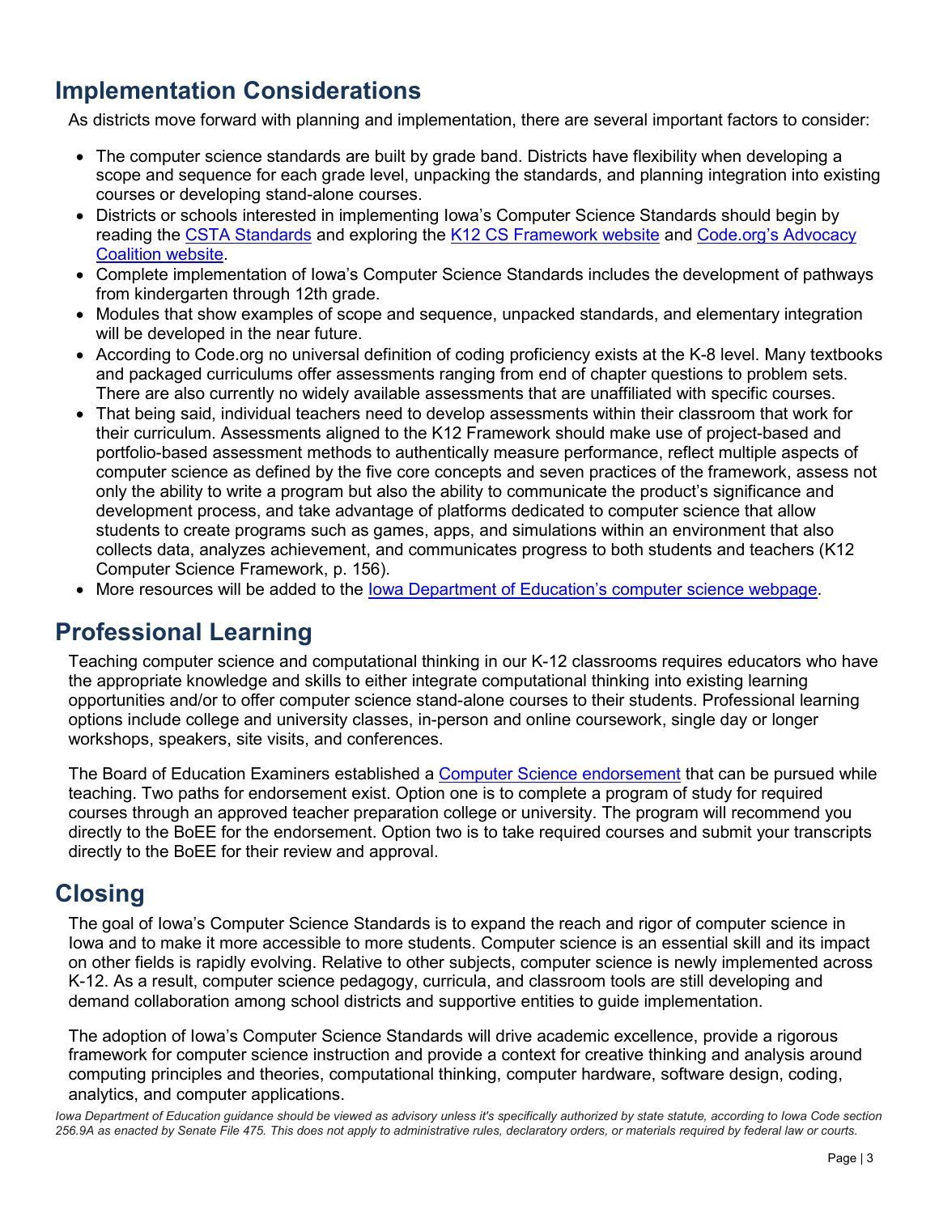## Implementation Considerations

As districts move forward with planning and implementation, there are several important factors to consider:

- The computer science standards are built by grade band. Districts have flexibility when developing a scope and sequence for each grade level, unpacking the standards, and planning integration into existing courses or developing stand-alone courses.
- Districts or schools interested in implementing Iowa's Computer Science Standards should begin by reading the CSTA Standards and exploring the K12 CS Framework website and Code.org's Advocacy Coalition website.
- Complete implementation of Iowa's Computer Science Standards includes the development of pathways from kindergarten through 12th grade.
- Modules that show examples of scope and sequence, unpacked standards, and elementary integration will be developed in the near future.
- According to Code.org no universal definition of coding proficiency exists at the K-8 level. Many textbooks and packaged curriculums offer assessments ranging from end of chapter questions to problem sets. There are also currently no widely available assessments that are unaffiliated with specific courses.
- That being said, individual teachers need to develop assessments within their classroom that work for their curriculum. Assessments aligned to the K12 Framework should make use of project-based and portfolio-based assessment methods to authentically measure performance, reflect multiple aspects of computer science as defined by the five core concepts and seven practices of the framework, assess not only the ability to write a program but also the ability to communicate the product's significance and development process, and take advantage of platforms dedicated to computer science that allow students to create programs such as games, apps, and simulations within an environment that also collects data, analyzes achievement, and communicates progress to both students and teachers (K12 Computer Science Framework, p. 156).
- More resources will be added to the Iowa Department of Education's computer science webpage.

## Professional Learning

Teaching computer science and computational thinking in our K-12 classrooms requires educators who have the appropriate knowledge and skills to either integrate computational thinking into existing learning opportunities and/or to offer computer science stand-alone courses to their students. Professional learning options include college and university classes, in-person and online coursework, single day or longer workshops, speakers, site visits, and conferences.

The Board of Education Examiners established a Computer Science endorsement that can be pursued while teaching. Two paths for endorsement exist. Option one is to complete a program of study for required courses through an approved teacher preparation college or university. The program will recommend you directly to the BoEE for the endorsement. Option two is to take required courses and submit your transcripts directly to the BoEE for their review and approval.

## Closing

The goal of Iowa's Computer Science Standards is to expand the reach and rigor of computer science in Iowa and to make it more accessible to more students. Computer science is an essential skill and its impact on other fields is rapidly evolving. Relative to other subjects, computer science is newly implemented across K-12. As a result, computer science pedagogy, curricula, and classroom tools are still developing and demand collaboration among school districts and supportive entities to guide implementation.

The adoption of Iowa's Computer Science Standards will drive academic excellence, provide a rigorous framework for computer science instruction and provide a context for creative thinking and analysis around computing principles and theories, computational thinking, computer hardware, software design, coding, analytics, and computer applications.

*Iowa Department of Education guidance should be viewed as advisory unless it's specifically authorized by state statute, according to Iowa Code section 256.9A as enacted by Senate File 475. This does not apply to administrative rules, declaratory orders, or materials required by federal law or courts.*